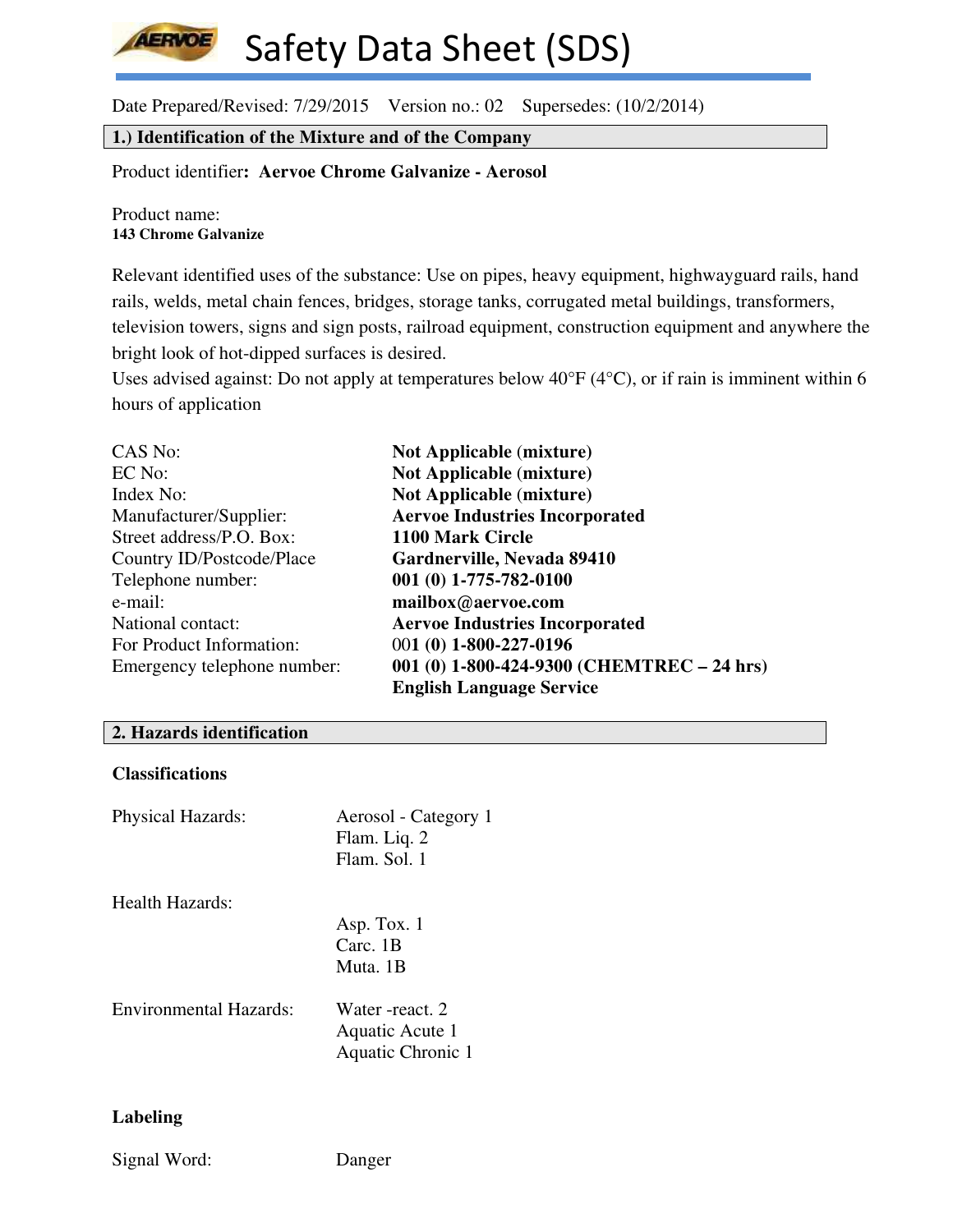# Safety Data Sheet (SDS)

Date Prepared/Revised: 7/29/2015 Version no.: 02 Supersedes: (10/2/2014)

## 1.) Identification of the Mixture and of the Company

Product identifier**: Aervoe Chrome Galvanize - Aerosol**

Product name:
**143 Chrome Galvanize**

Relevant identified uses of the substance: Use on pipes, heavy equipment, highwayguard rails, hand rails, welds, metal chain fences, bridges, storage tanks, corrugated metal buildings, transformers, television towers, signs and sign posts, railroad equipment, construction equipment and anywhere the bright look of hot-dipped surfaces is desired.
Uses advised against: Do not apply at temperatures below 40°F (4°C), or if rain is imminent within 6 hours of application

| | |
|---|---|
| CAS No: | **Not Applicable (mixture)** |
| EC No: | **Not Applicable (mixture)** |
| Index No: | **Not Applicable (mixture)** |
| Manufacturer/Supplier: | **Aervoe Industries Incorporated** |
| Street address/P.O. Box: | **1100 Mark Circle** |
| Country ID/Postcode/Place | **Gardnerville, Nevada 89410** |
| Telephone number: | **001 (0) 1-775-782-0100** |
| e-mail: | **mailbox@aervoe.com** |
| National contact: | **Aervoe Industries Incorporated** |
| For Product Information: | 001 **(0) 1-800-227-0196** |
| Emergency telephone number: | **001 (0) 1-800-424-9300 (CHEMTREC – 24 hrs) English Language Service** |

## 2. Hazards identification

**Classifications**

| | |
|---|---|
| Physical Hazards: | Aerosol - Category 1<br>Flam. Liq. 2<br>Flam. Sol. 1 |
| Health Hazards: | Asp. Tox. 1<br>Carc. 1B<br>Muta. 1B |
| Environmental Hazards: | Water -react. 2<br>Aquatic Acute 1<br>Aquatic Chronic 1 |

**Labeling**

Signal Word: Danger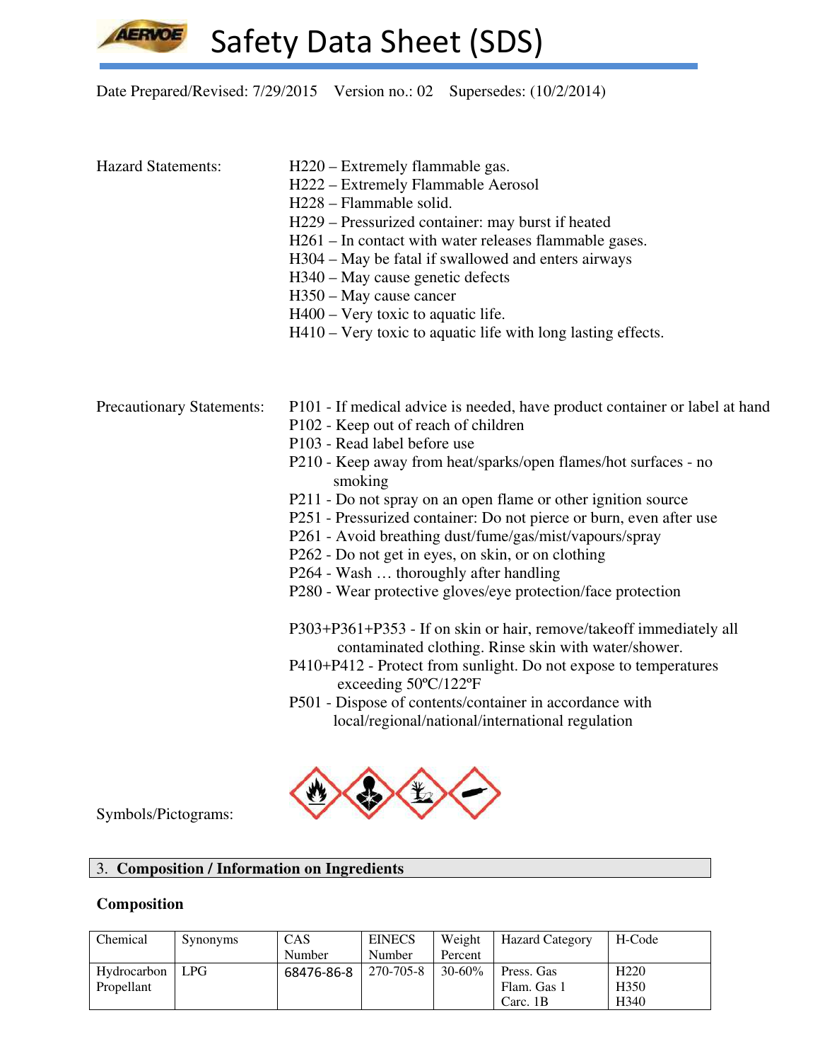# Safety Data Sheet (SDS)

Date Prepared/Revised: 7/29/2015 Version no.: 02 Supersedes: (10/2/2014)

Hazard Statements:

H220 – Extremely flammable gas.
H222 – Extremely Flammable Aerosol
H228 – Flammable solid.
H229 – Pressurized container: may burst if heated
H261 – In contact with water releases flammable gases.
H304 – May be fatal if swallowed and enters airways
H340 – May cause genetic defects
H350 – May cause cancer
H400 – Very toxic to aquatic life.
H410 – Very toxic to aquatic life with long lasting effects.

Precautionary Statements:

P101 - If medical advice is needed, have product container or label at hand
P102 - Keep out of reach of children
P103 - Read label before use
P210 - Keep away from heat/sparks/open flames/hot surfaces - no smoking
P211 - Do not spray on an open flame or other ignition source
P251 - Pressurized container: Do not pierce or burn, even after use
P261 - Avoid breathing dust/fume/gas/mist/vapours/spray
P262 - Do not get in eyes, on skin, or on clothing
P264 - Wash … thoroughly after handling
P280 - Wear protective gloves/eye protection/face protection

P303+P361+P353 - If on skin or hair, remove/takeoff immediately all contaminated clothing. Rinse skin with water/shower.
P410+P412 - Protect from sunlight. Do not expose to temperatures exceeding 50ºC/122ºF
P501 - Dispose of contents/container in accordance with local/regional/national/international regulation

Symbols/Pictograms:

## 3. Composition / Information on Ingredients

### Composition

| Chemical | Synonyms | CAS Number | EINECS Number | Weight Percent | Hazard Category | H-Code |
|---|---|---|---|---|---|---|
| Hydrocarbon Propellant | LPG | 68476-86-8 | 270-705-8 | 30-60% | Press. Gas<br>Flam. Gas 1<br>Carc. 1B | H220<br>H350<br>H340 |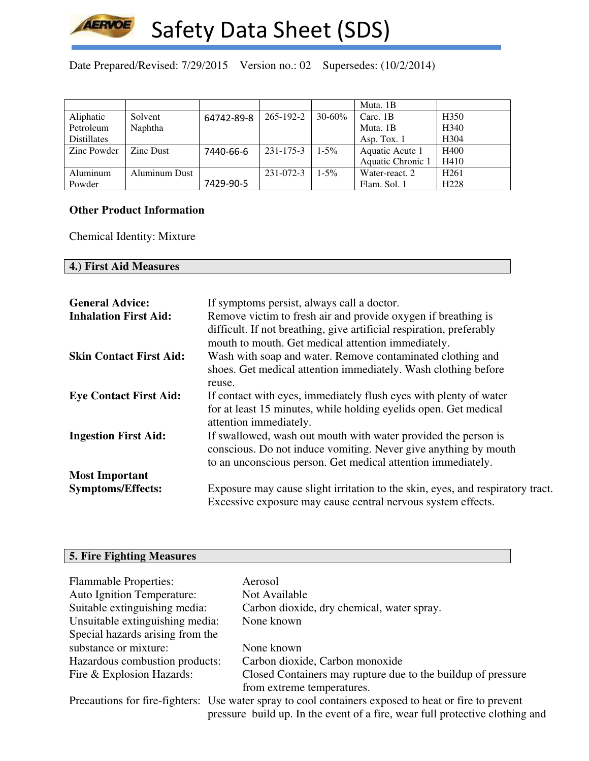| | | | | | Muta. 1B | |
|---|---|---|---|---|---|---|
| Aliphatic Petroleum Distillates | Solvent Naphtha | 64742-89-8 | 265-192-2 | 30-60% | Carc. 1B<br>Muta. 1B<br>Asp. Tox. 1 | H350<br>H340<br>H304 |
| Zinc Powder | Zinc Dust | 7440-66-6 | 231-175-3 | 1-5% | Aquatic Acute 1<br>Aquatic Chronic 1 | H400<br>H410 |
| Aluminum Powder | Aluminum Dust | 7429-90-5 | 231-072-3 | 1-5% | Water-react. 2<br>Flam. Sol. 1 | H261<br>H228 |

**Other Product Information**

Chemical Identity: Mixture

## 4.) First Aid Measures

**General Advice:** If symptoms persist, always call a doctor.

**Inhalation First Aid:** Remove victim to fresh air and provide oxygen if breathing is difficult. If not breathing, give artificial respiration, preferably mouth to mouth. Get medical attention immediately.

**Skin Contact First Aid:** Wash with soap and water. Remove contaminated clothing and shoes. Get medical attention immediately. Wash clothing before reuse.

**Eye Contact First Aid:** If contact with eyes, immediately flush eyes with plenty of water for at least 15 minutes, while holding eyelids open. Get medical attention immediately.

**Ingestion First Aid:** If swallowed, wash out mouth with water provided the person is conscious. Do not induce vomiting. Never give anything by mouth to an unconscious person. Get medical attention immediately.

**Most Important Symptoms/Effects:** Exposure may cause slight irritation to the skin, eyes, and respiratory tract. Excessive exposure may cause central nervous system effects.

## 5. Fire Fighting Measures

Flammable Properties: Aerosol
Auto Ignition Temperature: Not Available
Suitable extinguishing media: Carbon dioxide, dry chemical, water spray.
Unsuitable extinguishing media: None known
Special hazards arising from the substance or mixture: None known
Hazardous combustion products: Carbon dioxide, Carbon monoxide
Fire & Explosion Hazards: Closed Containers may rupture due to the buildup of pressure from extreme temperatures.
Precautions for fire-fighters: Use water spray to cool containers exposed to heat or fire to prevent pressure build up. In the event of a fire, wear full protective clothing and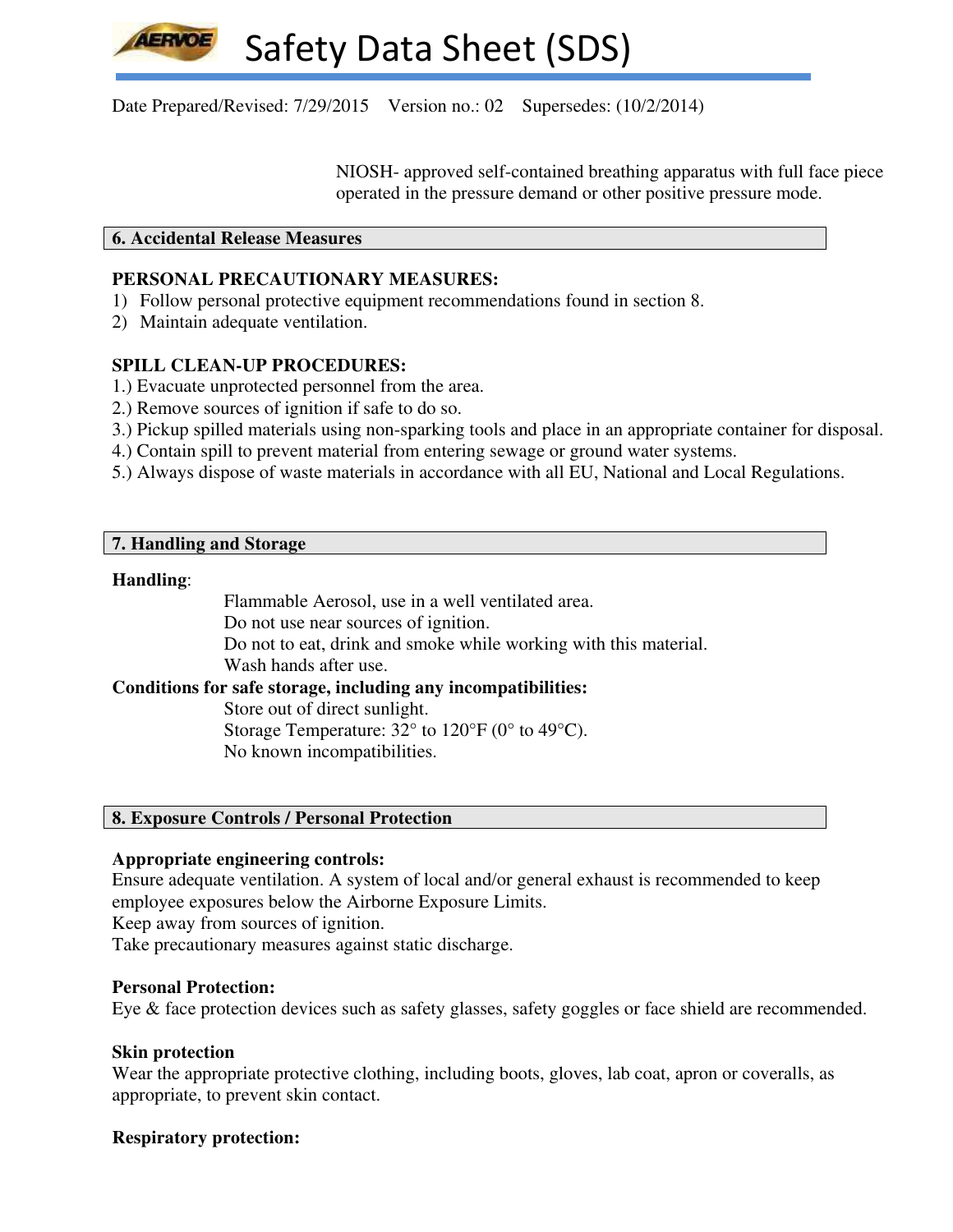NIOSH- approved self-contained breathing apparatus with full face piece operated in the pressure demand or other positive pressure mode.

## 6. Accidental Release Measures

**PERSONAL PRECAUTIONARY MEASURES:**

1) Follow personal protective equipment recommendations found in section 8.
2) Maintain adequate ventilation.

**SPILL CLEAN-UP PROCEDURES:**

1.) Evacuate unprotected personnel from the area.
2.) Remove sources of ignition if safe to do so.
3.) Pickup spilled materials using non-sparking tools and place in an appropriate container for disposal.
4.) Contain spill to prevent material from entering sewage or ground water systems.
5.) Always dispose of waste materials in accordance with all EU, National and Local Regulations.

## 7. Handling and Storage

**Handling**:

Flammable Aerosol, use in a well ventilated area.
Do not use near sources of ignition.
Do not to eat, drink and smoke while working with this material.
Wash hands after use.

**Conditions for safe storage, including any incompatibilities:**

Store out of direct sunlight.
Storage Temperature: 32° to 120°F (0° to 49°C).
No known incompatibilities.

## 8. Exposure Controls / Personal Protection

**Appropriate engineering controls:**

Ensure adequate ventilation. A system of local and/or general exhaust is recommended to keep employee exposures below the Airborne Exposure Limits.
Keep away from sources of ignition.
Take precautionary measures against static discharge.

**Personal Protection:**

Eye & face protection devices such as safety glasses, safety goggles or face shield are recommended.

**Skin protection**

Wear the appropriate protective clothing, including boots, gloves, lab coat, apron or coveralls, as appropriate, to prevent skin contact.

**Respiratory protection:**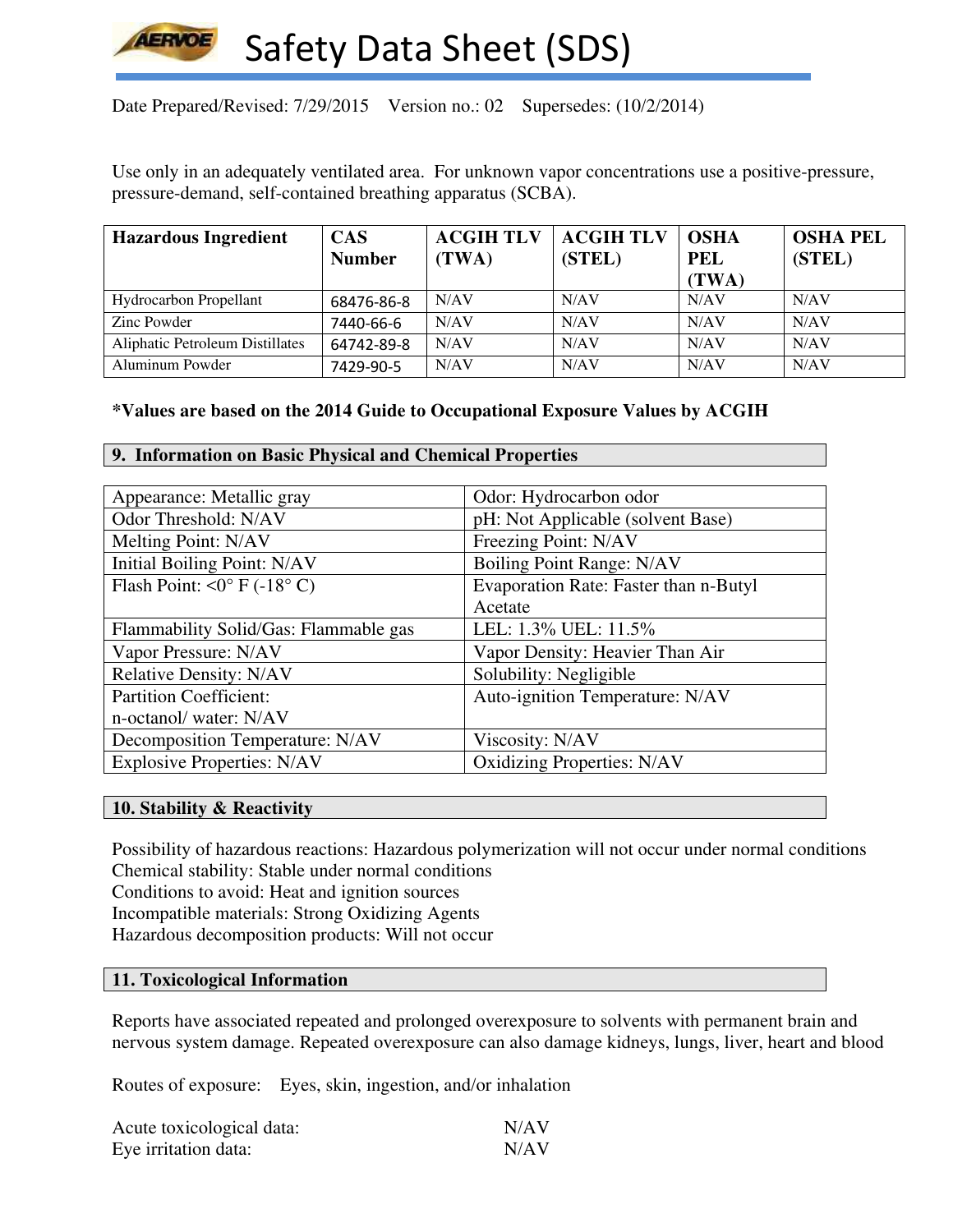Date Prepared/Revised: 7/29/2015 Version no.: 02 Supersedes: (10/2/2014)

Use only in an adequately ventilated area. For unknown vapor concentrations use a positive-pressure, pressure-demand, self-contained breathing apparatus (SCBA).

| Hazardous Ingredient | CAS Number | ACGIH TLV (TWA) | ACGIH TLV (STEL) | OSHA PEL (TWA) | OSHA PEL (STEL) |
|---|---|---|---|---|---|
| Hydrocarbon Propellant | 68476-86-8 | N/AV | N/AV | N/AV | N/AV |
| Zinc Powder | 7440-66-6 | N/AV | N/AV | N/AV | N/AV |
| Aliphatic Petroleum Distillates | 64742-89-8 | N/AV | N/AV | N/AV | N/AV |
| Aluminum Powder | 7429-90-5 | N/AV | N/AV | N/AV | N/AV |

**\*Values are based on the 2014 Guide to Occupational Exposure Values by ACGIH**

## 9. Information on Basic Physical and Chemical Properties

| | |
|---|---|
| Appearance: Metallic gray | Odor: Hydrocarbon odor |
| Odor Threshold: N/AV | pH: Not Applicable (solvent Base) |
| Melting Point: N/AV | Freezing Point: N/AV |
| Initial Boiling Point: N/AV | Boiling Point Range: N/AV |
| Flash Point: <0° F (-18° C) | Evaporation Rate: Faster than n-Butyl Acetate |
| Flammability Solid/Gas: Flammable gas | LEL: 1.3% UEL: 11.5% |
| Vapor Pressure: N/AV | Vapor Density: Heavier Than Air |
| Relative Density: N/AV | Solubility: Negligible |
| Partition Coefficient: n-octanol/ water: N/AV | Auto-ignition Temperature: N/AV |
| Decomposition Temperature: N/AV | Viscosity: N/AV |
| Explosive Properties: N/AV | Oxidizing Properties: N/AV |

## 10. Stability & Reactivity

Possibility of hazardous reactions: Hazardous polymerization will not occur under normal conditions
Chemical stability: Stable under normal conditions
Conditions to avoid: Heat and ignition sources
Incompatible materials: Strong Oxidizing Agents
Hazardous decomposition products: Will not occur

## 11. Toxicological Information

Reports have associated repeated and prolonged overexposure to solvents with permanent brain and nervous system damage. Repeated overexposure can also damage kidneys, lungs, liver, heart and blood

Routes of exposure: Eyes, skin, ingestion, and/or inhalation

Acute toxicological data: N/AV
Eye irritation data: N/AV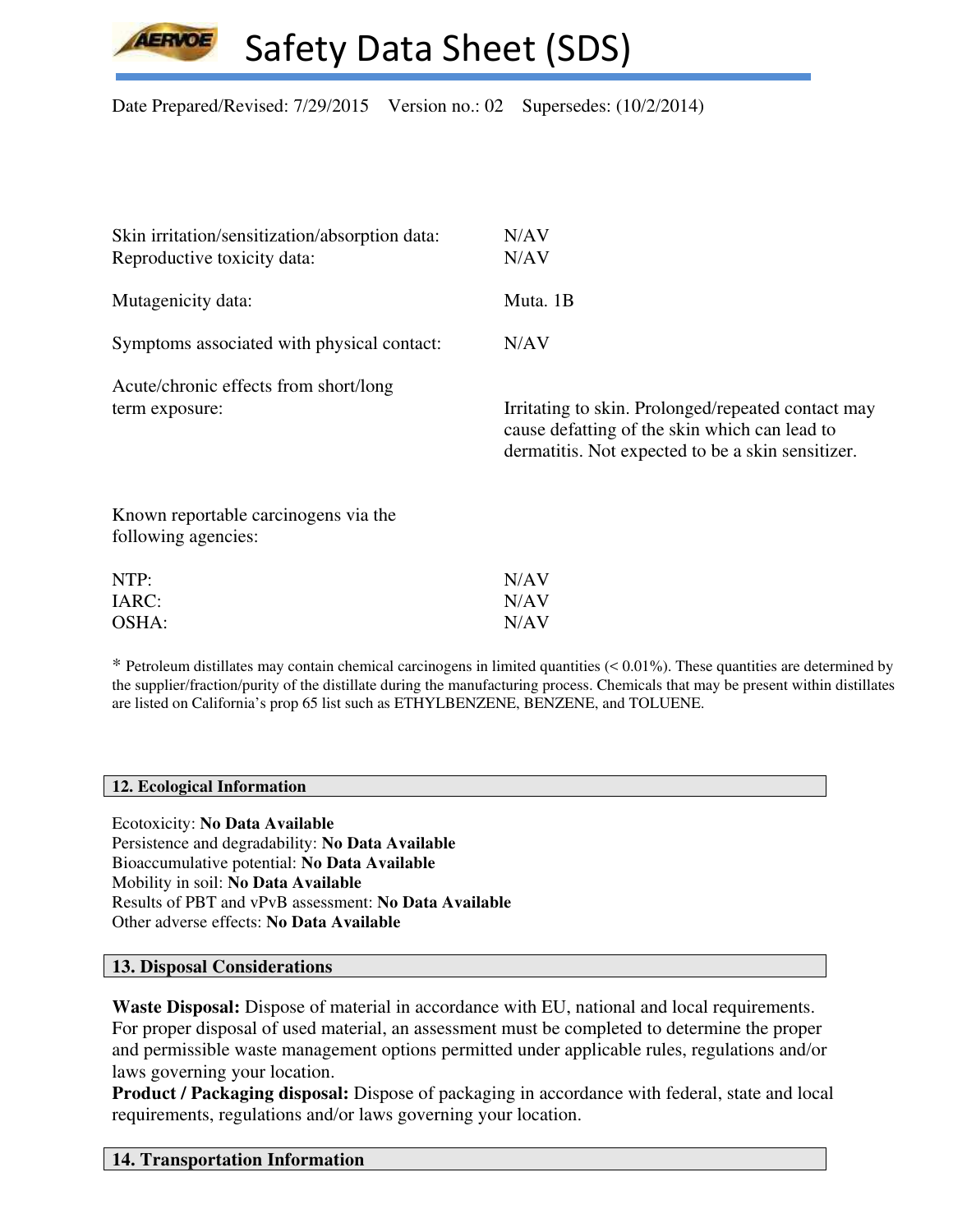Skin irritation/sensitization/absorption data: N/AV

Reproductive toxicity data: N/AV

Mutagenicity data: Muta. 1B

Symptoms associated with physical contact: N/AV

Acute/chronic effects from short/long term exposure: Irritating to skin. Prolonged/repeated contact may cause defatting of the skin which can lead to dermatitis. Not expected to be a skin sensitizer.

Known reportable carcinogens via the following agencies:

NTP: N/AV
IARC: N/AV
OSHA: N/AV

* Petroleum distillates may contain chemical carcinogens in limited quantities (< 0.01%). These quantities are determined by the supplier/fraction/purity of the distillate during the manufacturing process. Chemicals that may be present within distillates are listed on California's prop 65 list such as ETHYLBENZENE, BENZENE, and TOLUENE.

## 12. Ecological Information

Ecotoxicity: **No Data Available**
Persistence and degradability: **No Data Available**
Bioaccumulative potential: **No Data Available**
Mobility in soil: **No Data Available**
Results of PBT and vPvB assessment: **No Data Available**
Other adverse effects: **No Data Available**

## 13. Disposal Considerations

**Waste Disposal:** Dispose of material in accordance with EU, national and local requirements. For proper disposal of used material, an assessment must be completed to determine the proper and permissible waste management options permitted under applicable rules, regulations and/or laws governing your location.
**Product / Packaging disposal:** Dispose of packaging in accordance with federal, state and local requirements, regulations and/or laws governing your location.

## 14. Transportation Information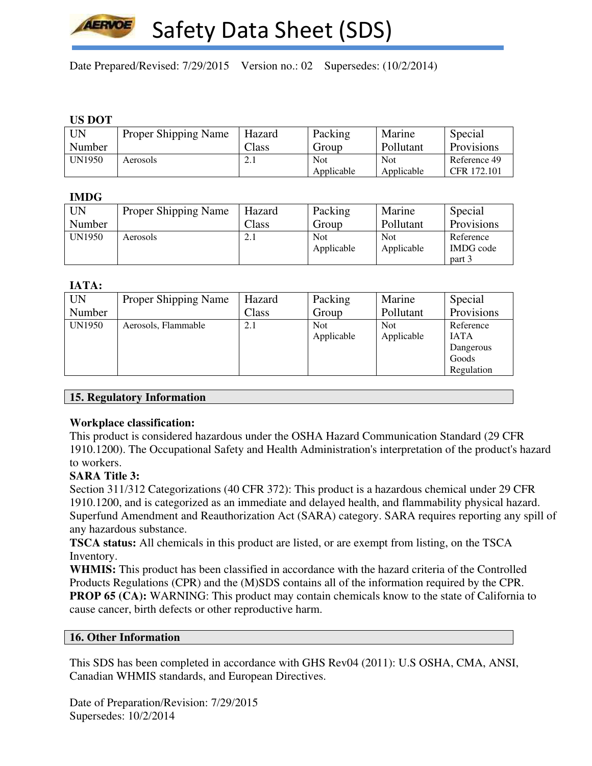**US DOT**

| UN Number | Proper Shipping Name | Hazard Class | Packing Group | Marine Pollutant | Special Provisions |
|---|---|---|---|---|---|
| UN1950 | Aerosols | 2.1 | Not Applicable | Not Applicable | Reference 49 CFR 172.101 |

**IMDG**

| UN Number | Proper Shipping Name | Hazard Class | Packing Group | Marine Pollutant | Special Provisions |
|---|---|---|---|---|---|
| UN1950 | Aerosols | 2.1 | Not Applicable | Not Applicable | Reference IMDG code part 3 |

**IATA:**

| UN Number | Proper Shipping Name | Hazard Class | Packing Group | Marine Pollutant | Special Provisions |
|---|---|---|---|---|---|
| UN1950 | Aerosols, Flammable | 2.1 | Not Applicable | Not Applicable | Reference IATA Dangerous Goods Regulation |

## 15. Regulatory Information

**Workplace classification:**
This product is considered hazardous under the OSHA Hazard Communication Standard (29 CFR 1910.1200). The Occupational Safety and Health Administration's interpretation of the product's hazard to workers.

**SARA Title 3:**
Section 311/312 Categorizations (40 CFR 372): This product is a hazardous chemical under 29 CFR 1910.1200, and is categorized as an immediate and delayed health, and flammability physical hazard. Superfund Amendment and Reauthorization Act (SARA) category. SARA requires reporting any spill of any hazardous substance.

**TSCA status:** All chemicals in this product are listed, or are exempt from listing, on the TSCA Inventory.

**WHMIS:** This product has been classified in accordance with the hazard criteria of the Controlled Products Regulations (CPR) and the (M)SDS contains all of the information required by the CPR.

**PROP 65 (CA):** WARNING: This product may contain chemicals know to the state of California to cause cancer, birth defects or other reproductive harm.

## 16. Other Information

This SDS has been completed in accordance with GHS Rev04 (2011): U.S OSHA, CMA, ANSI, Canadian WHMIS standards, and European Directives.

Date of Preparation/Revision: 7/29/2015
Supersedes: 10/2/2014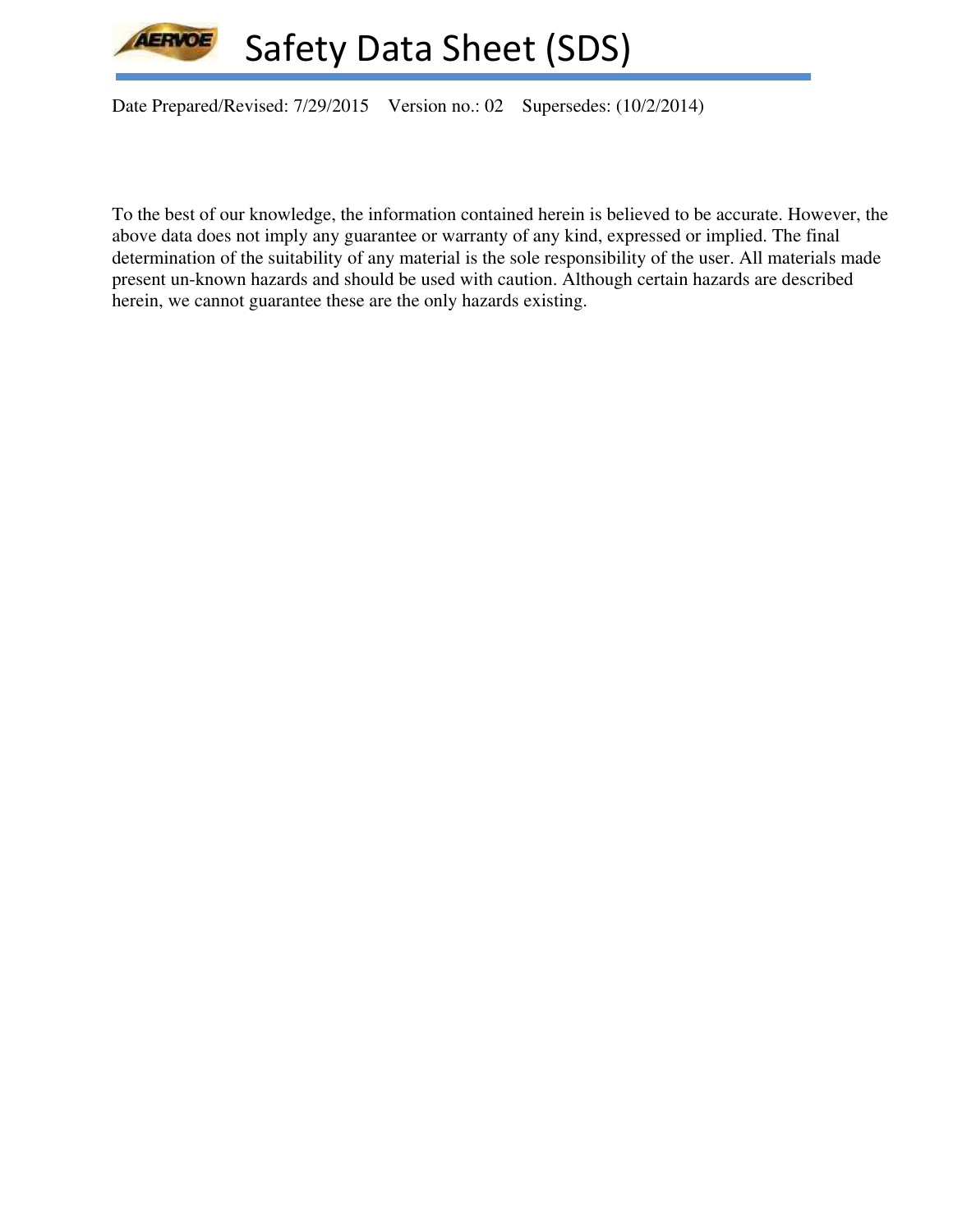To the best of our knowledge, the information contained herein is believed to be accurate. However, the above data does not imply any guarantee or warranty of any kind, expressed or implied. The final determination of the suitability of any material is the sole responsibility of the user. All materials made present un-known hazards and should be used with caution. Although certain hazards are described herein, we cannot guarantee these are the only hazards existing.